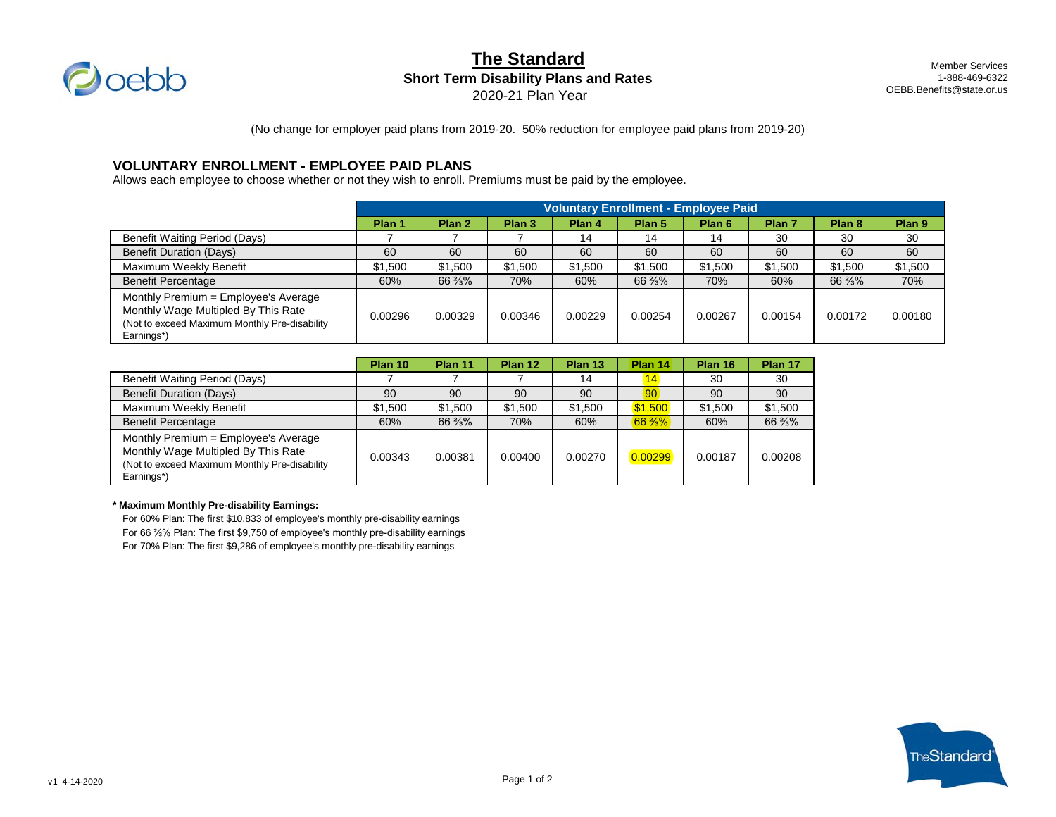# The Standard

**Short Term Disability Plans and Rates**

2020-21 Plan Year

Member Services
1-888-469-6322
OEBB.Benefits@state.or.us

(No change for employer paid plans from 2019-20. 50% reduction for employee paid plans from 2019-20)

## VOLUNTARY ENROLLMENT - EMPLOYEE PAID PLANS

Allows each employee to choose whether or not they wish to enroll. Premiums must be paid by the employee.

| | Voluntary Enrollment - Employee Paid | | | | | | | | |
|---|---|---|---|---|---|---|---|---|---|
| | **Plan 1** | **Plan 2** | **Plan 3** | **Plan 4** | **Plan 5** | **Plan 6** | **Plan 7** | **Plan 8** | **Plan 9** |
| Benefit Waiting Period (Days) | 7 | 7 | 7 | 14 | 14 | 14 | 30 | 30 | 30 |
| Benefit Duration (Days) | 60 | 60 | 60 | 60 | 60 | 60 | 60 | 60 | 60 |
| Maximum Weekly Benefit | $1,500 | $1,500 | $1,500 | $1,500 | $1,500 | $1,500 | $1,500 | $1,500 | $1,500 |
| Benefit Percentage | 60% | 66 ⅔% | 70% | 60% | 66 ⅔% | 70% | 60% | 66 ⅔% | 70% |
| Monthly Premium = Employee's Average Monthly Wage Multipled By This Rate (Not to exceed Maximum Monthly Pre-disability Earnings*) | 0.00296 | 0.00329 | 0.00346 | 0.00229 | 0.00254 | 0.00267 | 0.00154 | 0.00172 | 0.00180 |

| | **Plan 10** | **Plan 11** | **Plan 12** | **Plan 13** | **Plan 14** | **Plan 16** | **Plan 17** |
|---|---|---|---|---|---|---|---|
| Benefit Waiting Period (Days) | 7 | 7 | 7 | 14 | 14 | 30 | 30 |
| Benefit Duration (Days) | 90 | 90 | 90 | 90 | 90 | 90 | 90 |
| Maximum Weekly Benefit | $1,500 | $1,500 | $1,500 | $1,500 | $1,500 | $1,500 | $1,500 |
| Benefit Percentage | 60% | 66 ⅔% | 70% | 60% | 66 ⅔% | 60% | 66 ⅔% |
| Monthly Premium = Employee's Average Monthly Wage Multipled By This Rate (Not to exceed Maximum Monthly Pre-disability Earnings*) | 0.00343 | 0.00381 | 0.00400 | 0.00270 | 0.00299 | 0.00187 | 0.00208 |

**\* Maximum Monthly Pre-disability Earnings:**

For 60% Plan: The first $10,833 of employee's monthly pre-disability earnings
For 66 ⅔% Plan: The first $9,750 of employee's monthly pre-disability earnings
For 70% Plan: The first $9,286 of employee's monthly pre-disability earnings

v1 4-14-2020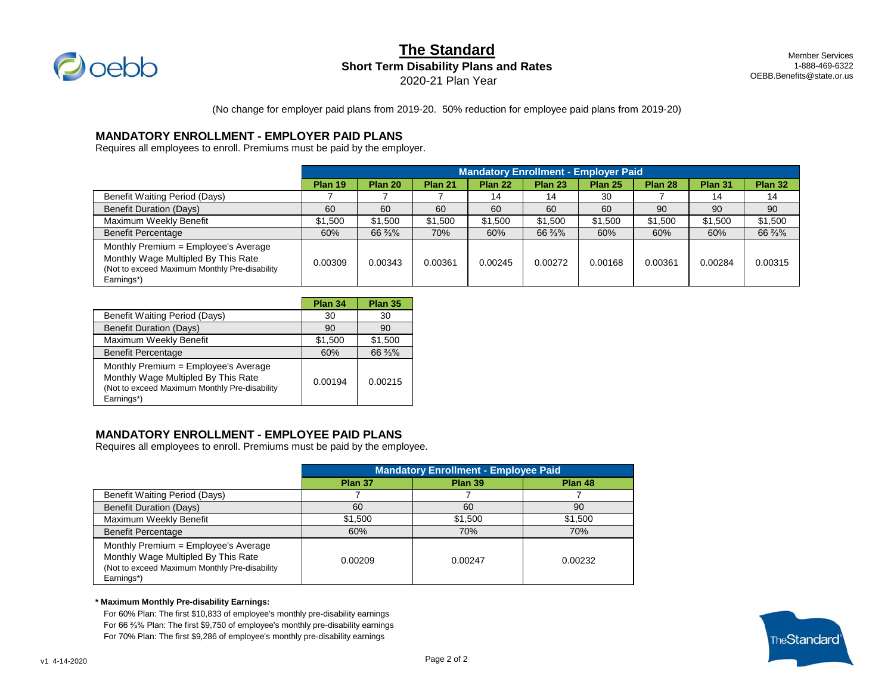# The Standard

**Short Term Disability Plans and Rates**

2020-21 Plan Year

Member Services
1-888-469-6322
OEBB.Benefits@state.or.us

(No change for employer paid plans from 2019-20. 50% reduction for employee paid plans from 2019-20)

## MANDATORY ENROLLMENT - EMPLOYER PAID PLANS

Requires all employees to enroll. Premiums must be paid by the employer.

| | Mandatory Enrollment - Employer Paid | | | | | | | | |
|---|---|---|---|---|---|---|---|---|---|
| | Plan 19 | Plan 20 | Plan 21 | Plan 22 | Plan 23 | Plan 25 | Plan 28 | Plan 31 | Plan 32 |
| Benefit Waiting Period (Days) | 7 | 7 | 7 | 14 | 14 | 30 | 7 | 14 | 14 |
| Benefit Duration (Days) | 60 | 60 | 60 | 60 | 60 | 60 | 90 | 90 | 90 |
| Maximum Weekly Benefit | $1,500 | $1,500 | $1,500 | $1,500 | $1,500 | $1,500 | $1,500 | $1,500 | $1,500 |
| Benefit Percentage | 60% | 66 ⅔% | 70% | 60% | 66 ⅔% | 60% | 60% | 60% | 66 ⅔% |
| Monthly Premium = Employee's Average Monthly Wage Multipled By This Rate (Not to exceed Maximum Monthly Pre-disability Earnings*) | 0.00309 | 0.00343 | 0.00361 | 0.00245 | 0.00272 | 0.00168 | 0.00361 | 0.00284 | 0.00315 |

| | Plan 34 | Plan 35 |
|---|---|---|
| Benefit Waiting Period (Days) | 30 | 30 |
| Benefit Duration (Days) | 90 | 90 |
| Maximum Weekly Benefit | $1,500 | $1,500 |
| Benefit Percentage | 60% | 66 ⅔% |
| Monthly Premium = Employee's Average Monthly Wage Multipled By This Rate (Not to exceed Maximum Monthly Pre-disability Earnings*) | 0.00194 | 0.00215 |

## MANDATORY ENROLLMENT - EMPLOYEE PAID PLANS

Requires all employees to enroll. Premiums must be paid by the employee.

| | Mandatory Enrollment - Employee Paid | | |
|---|---|---|---|
| | Plan 37 | Plan 39 | Plan 48 |
| Benefit Waiting Period (Days) | 7 | 7 | 7 |
| Benefit Duration (Days) | 60 | 60 | 90 |
| Maximum Weekly Benefit | $1,500 | $1,500 | $1,500 |
| Benefit Percentage | 60% | 70% | 70% |
| Monthly Premium = Employee's Average Monthly Wage Multipled By This Rate (Not to exceed Maximum Monthly Pre-disability Earnings*) | 0.00209 | 0.00247 | 0.00232 |

**\* Maximum Monthly Pre-disability Earnings:**

For 60% Plan: The first $10,833 of employee's monthly pre-disability earnings
For 66 ⅔% Plan: The first $9,750 of employee's monthly pre-disability earnings
For 70% Plan: The first $9,286 of employee's monthly pre-disability earnings

v1 4-14-2020